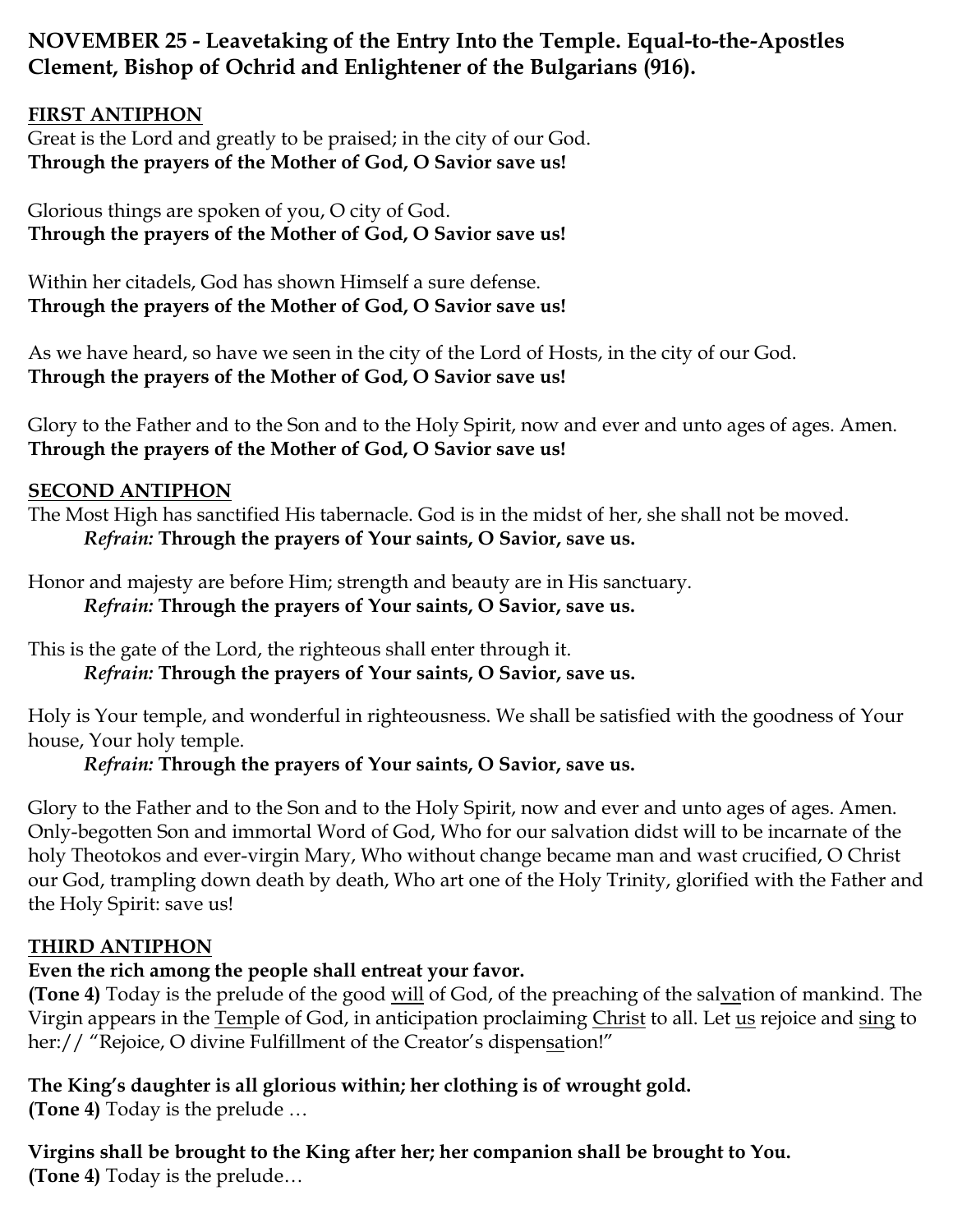**NOVEMBER 25 - Leavetaking of the Entry Into the Temple. Equal-to-the-Apostles Clement, Bishop of Ochrid and Enlightener of the Bulgarians (916).**

**FIRST ANTIPHON**

Great is the Lord and greatly to be praised; in the city of our God.
**Through the prayers of the Mother of God, O Savior save us!**

Glorious things are spoken of you, O city of God.
**Through the prayers of the Mother of God, O Savior save us!**

Within her citadels, God has shown Himself a sure defense.
**Through the prayers of the Mother of God, O Savior save us!**

As we have heard, so have we seen in the city of the Lord of Hosts, in the city of our God.
**Through the prayers of the Mother of God, O Savior save us!**

Glory to the Father and to the Son and to the Holy Spirit, now and ever and unto ages of ages. Amen.
**Through the prayers of the Mother of God, O Savior save us!**

**SECOND ANTIPHON**

The Most High has sanctified His tabernacle. God is in the midst of her, she shall not be moved.
*Refrain:* **Through the prayers of Your saints, O Savior, save us.**

Honor and majesty are before Him; strength and beauty are in His sanctuary.
*Refrain:* **Through the prayers of Your saints, O Savior, save us.**

This is the gate of the Lord, the righteous shall enter through it.
*Refrain:* **Through the prayers of Your saints, O Savior, save us.**

Holy is Your temple, and wonderful in righteousness. We shall be satisfied with the goodness of Your house, Your holy temple.
*Refrain:* **Through the prayers of Your saints, O Savior, save us.**

Glory to the Father and to the Son and to the Holy Spirit, now and ever and unto ages of ages. Amen. Only-begotten Son and immortal Word of God, Who for our salvation didst will to be incarnate of the holy Theotokos and ever-virgin Mary, Who without change became man and wast crucified, O Christ our God, trampling down death by death, Who art one of the Holy Trinity, glorified with the Father and the Holy Spirit: save us!

**THIRD ANTIPHON**

**Even the rich among the people shall entreat your favor.**
**(Tone 4)** Today is the prelude of the good will of God, of the preaching of the salvation of mankind. The Virgin appears in the Temple of God, in anticipation proclaiming Christ to all. Let us rejoice and sing to her:// "Rejoice, O divine Fulfillment of the Creator's dispensation!"

**The King's daughter is all glorious within; her clothing is of wrought gold.**
**(Tone 4)** Today is the prelude …

**Virgins shall be brought to the King after her; her companion shall be brought to You.**
**(Tone 4)** Today is the prelude…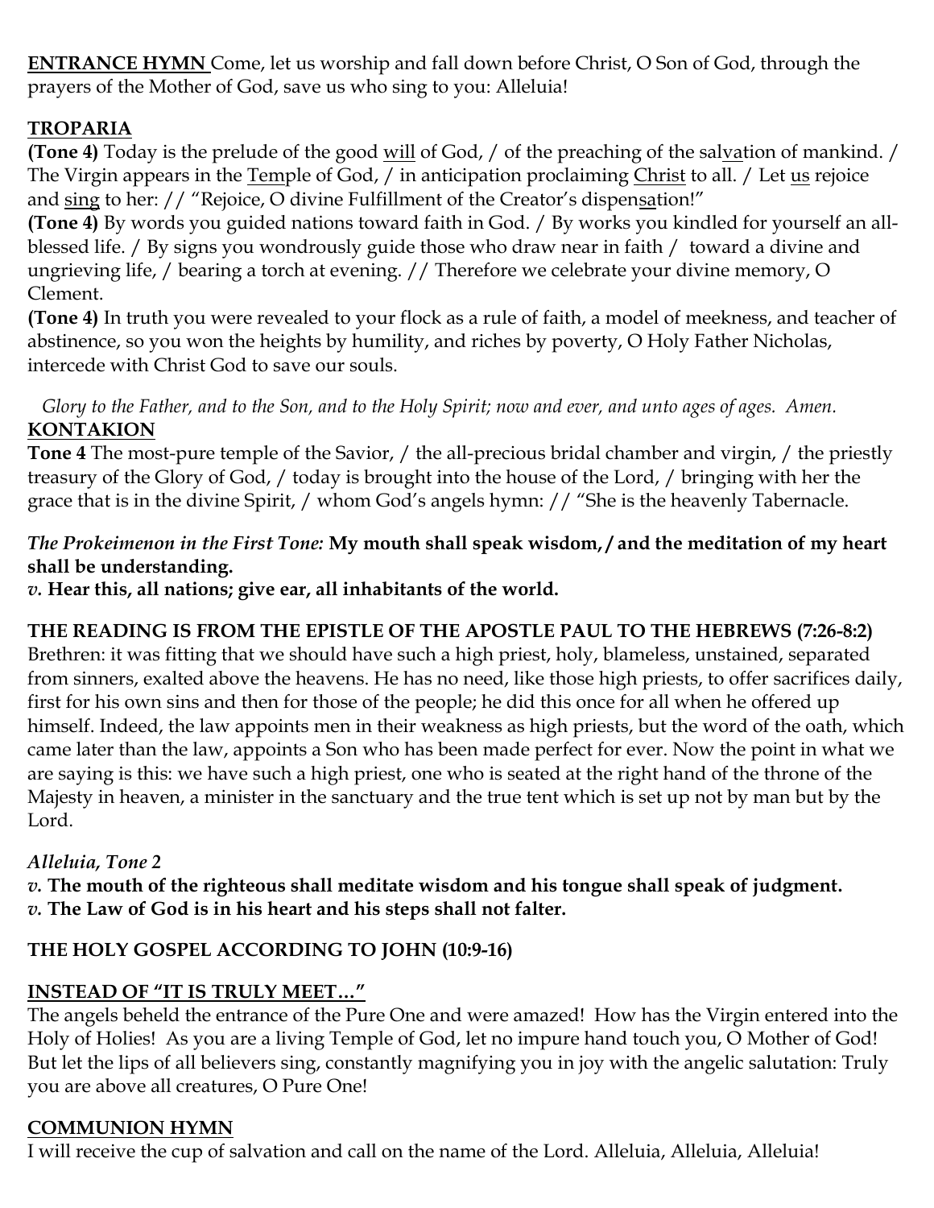**ENTRANCE HYMN** Come, let us worship and fall down before Christ, O Son of God, through the prayers of the Mother of God, save us who sing to you: Alleluia!

**TROPARIA**

**(Tone 4)** Today is the prelude of the good will of God, / of the preaching of the salvation of mankind. / The Virgin appears in the Temple of God, / in anticipation proclaiming Christ to all. / Let us rejoice and sing to her: // "Rejoice, O divine Fulfillment of the Creator's dispensation!"

**(Tone 4)** By words you guided nations toward faith in God. / By works you kindled for yourself an all-blessed life. / By signs you wondrously guide those who draw near in faith / toward a divine and ungrieving life, / bearing a torch at evening. // Therefore we celebrate your divine memory, O Clement.

**(Tone 4)** In truth you were revealed to your flock as a rule of faith, a model of meekness, and teacher of abstinence, so you won the heights by humility, and riches by poverty, O Holy Father Nicholas, intercede with Christ God to save our souls.

*Glory to the Father, and to the Son, and to the Holy Spirit; now and ever, and unto ages of ages. Amen.*

**KONTAKION**

**Tone 4** The most-pure temple of the Savior, / the all-precious bridal chamber and virgin, / the priestly treasury of the Glory of God, / today is brought into the house of the Lord, / bringing with her the grace that is in the divine Spirit, / whom God's angels hymn: // "She is the heavenly Tabernacle.

*The Prokeimenon in the First Tone:* **My mouth shall speak wisdom, / and the meditation of my heart shall be understanding.**

*v.* **Hear this, all nations; give ear, all inhabitants of the world.**

**THE READING IS FROM THE EPISTLE OF THE APOSTLE PAUL TO THE HEBREWS (7:26-8:2)**

Brethren: it was fitting that we should have such a high priest, holy, blameless, unstained, separated from sinners, exalted above the heavens. He has no need, like those high priests, to offer sacrifices daily, first for his own sins and then for those of the people; he did this once for all when he offered up himself. Indeed, the law appoints men in their weakness as high priests, but the word of the oath, which came later than the law, appoints a Son who has been made perfect for ever. Now the point in what we are saying is this: we have such a high priest, one who is seated at the right hand of the throne of the Majesty in heaven, a minister in the sanctuary and the true tent which is set up not by man but by the Lord.

*Alleluia, Tone 2*

*v.* **The mouth of the righteous shall meditate wisdom and his tongue shall speak of judgment.**

*v.* **The Law of God is in his heart and his steps shall not falter.**

**THE HOLY GOSPEL ACCORDING TO JOHN (10:9-16)**

**INSTEAD OF "IT IS TRULY MEET…"**

The angels beheld the entrance of the Pure One and were amazed! How has the Virgin entered into the Holy of Holies! As you are a living Temple of God, let no impure hand touch you, O Mother of God! But let the lips of all believers sing, constantly magnifying you in joy with the angelic salutation: Truly you are above all creatures, O Pure One!

**COMMUNION HYMN**

I will receive the cup of salvation and call on the name of the Lord. Alleluia, Alleluia, Alleluia!